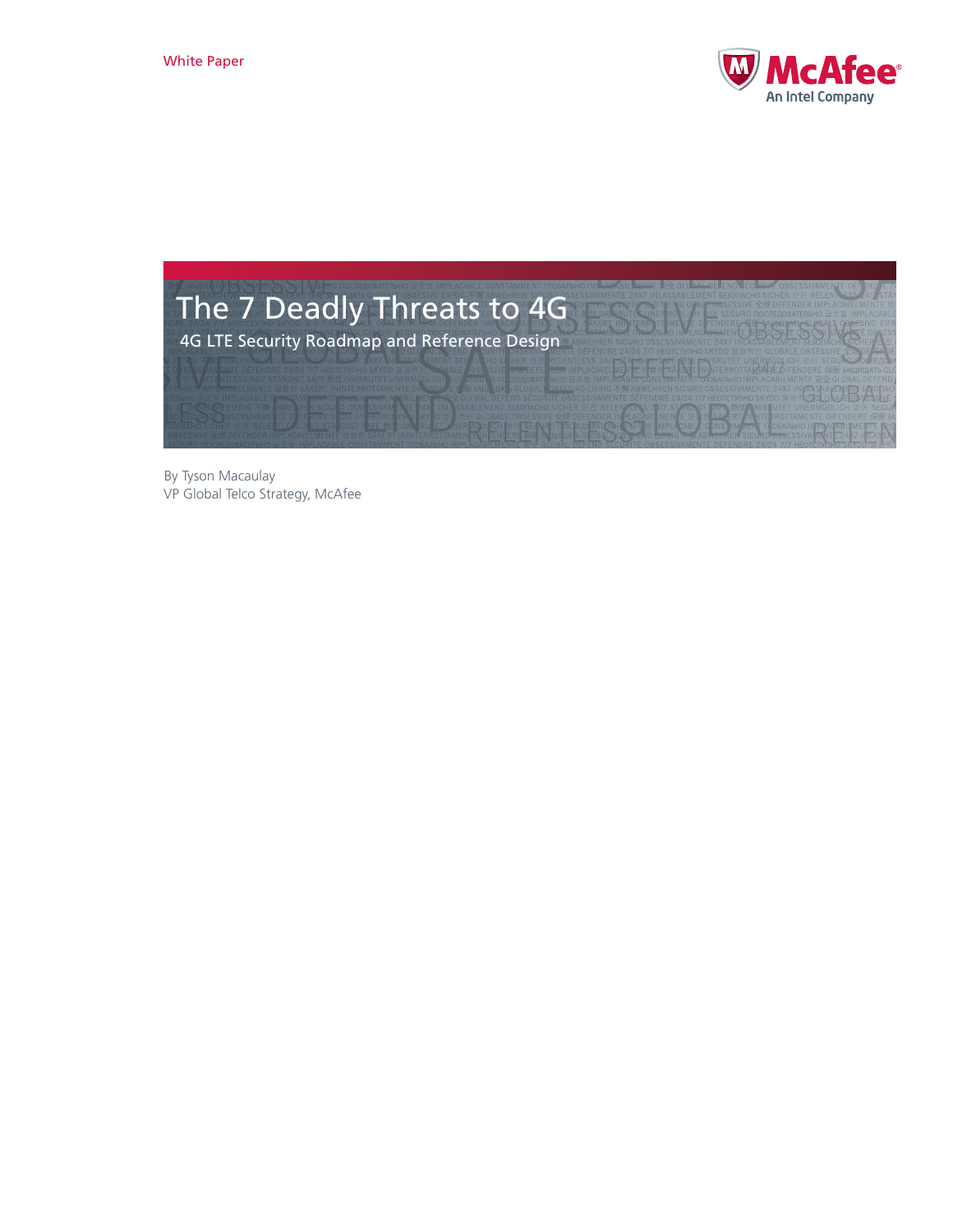White Paper

McAfee
An Intel Company

# The 7 Deadly Threats to 4G

## 4G LTE Security Roadmap and Reference Design

By Tyson Macaulay
VP Global Telco Strategy, McAfee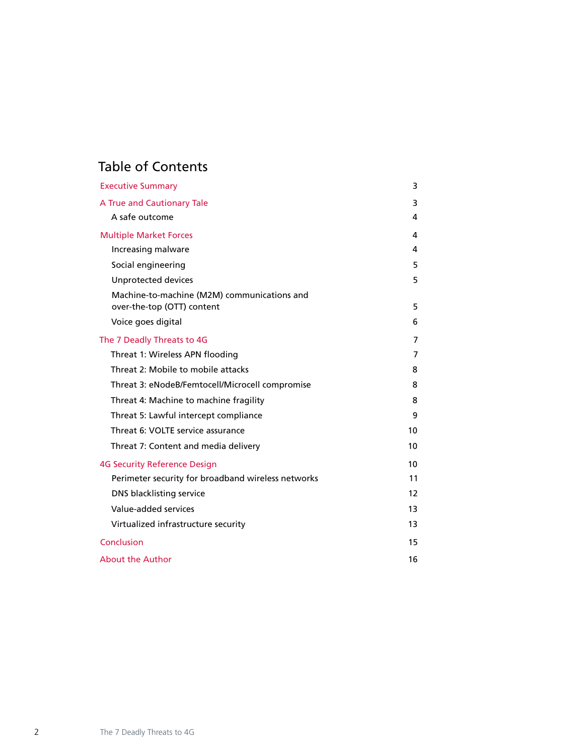# Table of Contents

| | |
|---|---|
| Executive Summary | 3 |
| A True and Cautionary Tale | 3 |
| A safe outcome | 4 |
| Multiple Market Forces | 4 |
| Increasing malware | 4 |
| Social engineering | 5 |
| Unprotected devices | 5 |
| Machine-to-machine (M2M) communications and over-the-top (OTT) content | 5 |
| Voice goes digital | 6 |
| The 7 Deadly Threats to 4G | 7 |
| Threat 1: Wireless APN flooding | 7 |
| Threat 2: Mobile to mobile attacks | 8 |
| Threat 3: eNodeB/Femtocell/Microcell compromise | 8 |
| Threat 4: Machine to machine fragility | 8 |
| Threat 5: Lawful intercept compliance | 9 |
| Threat 6: VOLTE service assurance | 10 |
| Threat 7: Content and media delivery | 10 |
| 4G Security Reference Design | 10 |
| Perimeter security for broadband wireless networks | 11 |
| DNS blacklisting service | 12 |
| Value-added services | 13 |
| Virtualized infrastructure security | 13 |
| Conclusion | 15 |
| About the Author | 16 |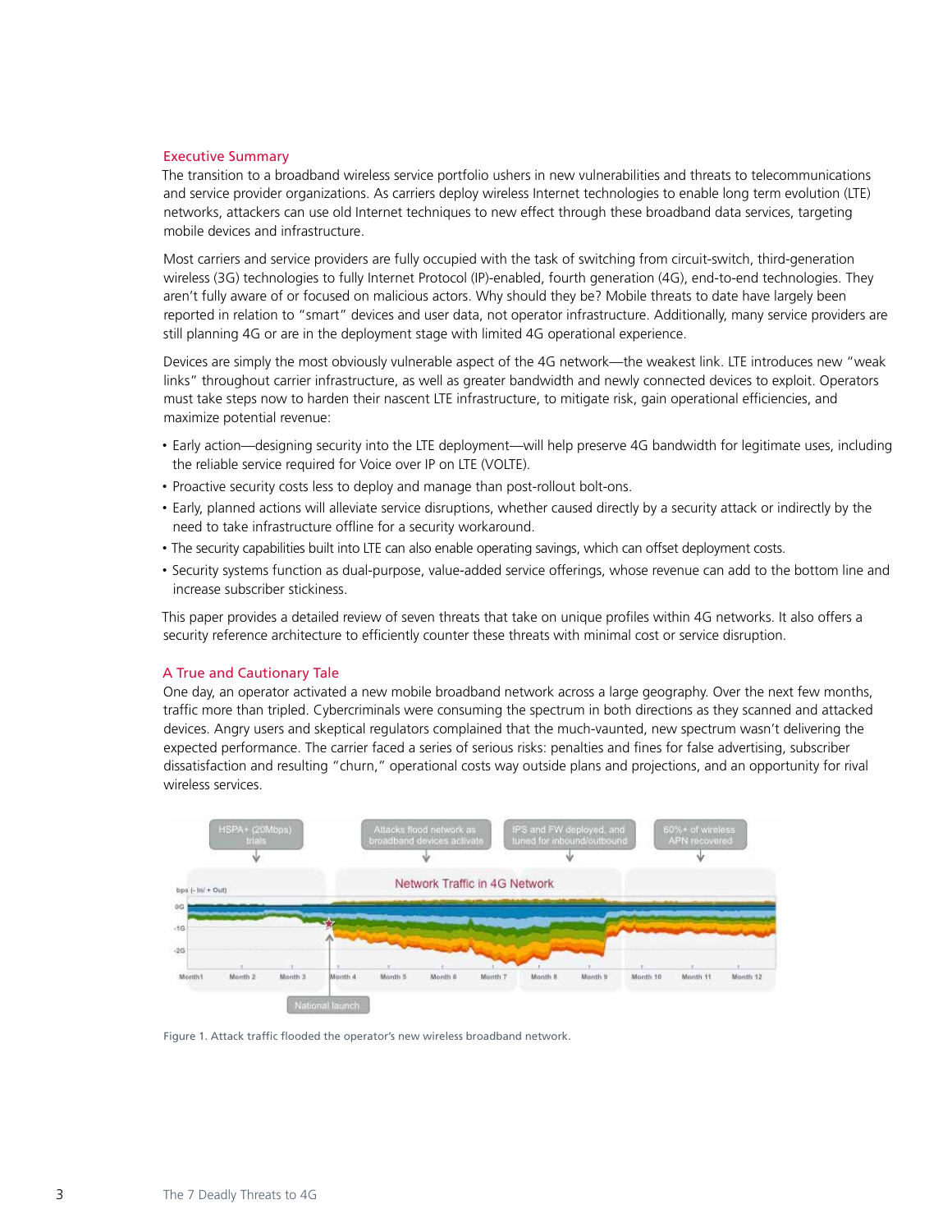## Executive Summary

The transition to a broadband wireless service portfolio ushers in new vulnerabilities and threats to telecommunications and service provider organizations. As carriers deploy wireless Internet technologies to enable long term evolution (LTE) networks, attackers can use old Internet techniques to new effect through these broadband data services, targeting mobile devices and infrastructure.

Most carriers and service providers are fully occupied with the task of switching from circuit-switch, third-generation wireless (3G) technologies to fully Internet Protocol (IP)-enabled, fourth generation (4G), end-to-end technologies. They aren't fully aware of or focused on malicious actors. Why should they be? Mobile threats to date have largely been reported in relation to "smart" devices and user data, not operator infrastructure. Additionally, many service providers are still planning 4G or are in the deployment stage with limited 4G operational experience.

Devices are simply the most obviously vulnerable aspect of the 4G network—the weakest link. LTE introduces new "weak links" throughout carrier infrastructure, as well as greater bandwidth and newly connected devices to exploit. Operators must take steps now to harden their nascent LTE infrastructure, to mitigate risk, gain operational efficiencies, and maximize potential revenue:

- Early action—designing security into the LTE deployment—will help preserve 4G bandwidth for legitimate uses, including the reliable service required for Voice over IP on LTE (VOLTE).
- Proactive security costs less to deploy and manage than post-rollout bolt-ons.
- Early, planned actions will alleviate service disruptions, whether caused directly by a security attack or indirectly by the need to take infrastructure offline for a security workaround.
- The security capabilities built into LTE can also enable operating savings, which can offset deployment costs.
- Security systems function as dual-purpose, value-added service offerings, whose revenue can add to the bottom line and increase subscriber stickiness.

This paper provides a detailed review of seven threats that take on unique profiles within 4G networks. It also offers a security reference architecture to efficiently counter these threats with minimal cost or service disruption.

## A True and Cautionary Tale

One day, an operator activated a new mobile broadband network across a large geography. Over the next few months, traffic more than tripled. Cybercriminals were consuming the spectrum in both directions as they scanned and attacked devices. Angry users and skeptical regulators complained that the much-vaunted, new spectrum wasn't delivering the expected performance. The carrier faced a series of serious risks: penalties and fines for false advertising, subscriber dissatisfaction and resulting "churn," operational costs way outside plans and projections, and an opportunity for rival wireless services.

Figure 1. Attack traffic flooded the operator's new wireless broadband network.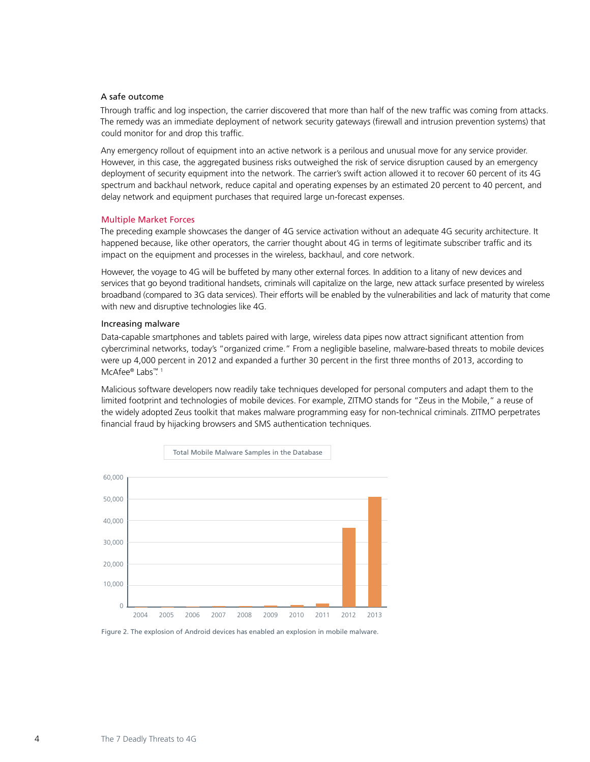### A safe outcome

Through traffic and log inspection, the carrier discovered that more than half of the new traffic was coming from attacks. The remedy was an immediate deployment of network security gateways (firewall and intrusion prevention systems) that could monitor for and drop this traffic.

Any emergency rollout of equipment into an active network is a perilous and unusual move for any service provider. However, in this case, the aggregated business risks outweighed the risk of service disruption caused by an emergency deployment of security equipment into the network. The carrier's swift action allowed it to recover 60 percent of its 4G spectrum and backhaul network, reduce capital and operating expenses by an estimated 20 percent to 40 percent, and delay network and equipment purchases that required large un-forecast expenses.

## Multiple Market Forces

The preceding example showcases the danger of 4G service activation without an adequate 4G security architecture. It happened because, like other operators, the carrier thought about 4G in terms of legitimate subscriber traffic and its impact on the equipment and processes in the wireless, backhaul, and core network.

However, the voyage to 4G will be buffeted by many other external forces. In addition to a litany of new devices and services that go beyond traditional handsets, criminals will capitalize on the large, new attack surface presented by wireless broadband (compared to 3G data services). Their efforts will be enabled by the vulnerabilities and lack of maturity that come with new and disruptive technologies like 4G.

### Increasing malware

Data-capable smartphones and tablets paired with large, wireless data pipes now attract significant attention from cybercriminal networks, today's "organized crime." From a negligible baseline, malware-based threats to mobile devices were up 4,000 percent in 2012 and expanded a further 30 percent in the first three months of 2013, according to McAfee® Labs™.[1]

Malicious software developers now readily take techniques developed for personal computers and adapt them to the limited footprint and technologies of mobile devices. For example, ZITMO stands for "Zeus in the Mobile," a reuse of the widely adopted Zeus toolkit that makes malware programming easy for non-technical criminals. ZITMO perpetrates financial fraud by hijacking browsers and SMS authentication techniques.

Total Mobile Malware Samples in the Database

Figure 2. The explosion of Android devices has enabled an explosion in mobile malware.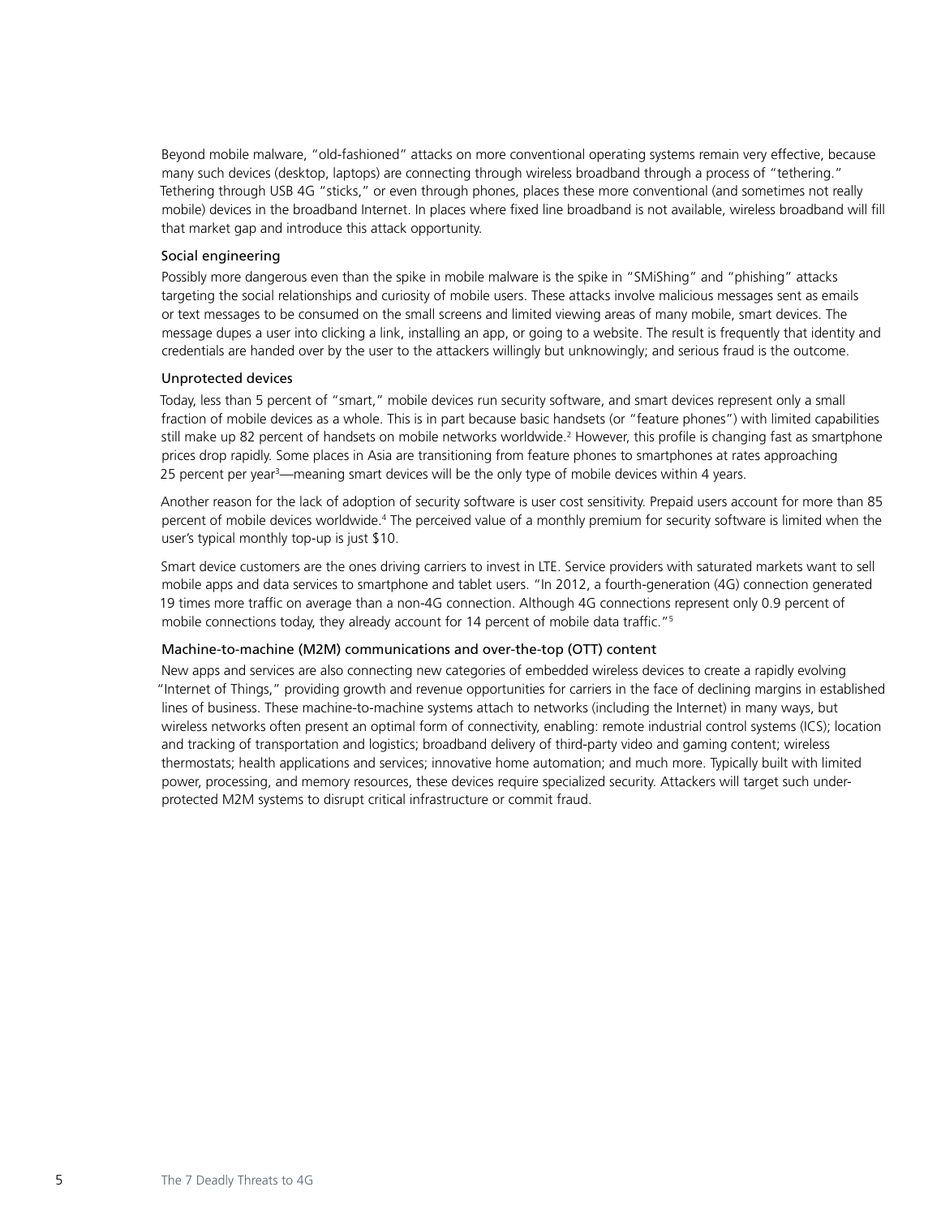Beyond mobile malware, "old-fashioned" attacks on more conventional operating systems remain very effective, because many such devices (desktop, laptops) are connecting through wireless broadband through a process of "tethering." Tethering through USB 4G "sticks," or even through phones, places these more conventional (and sometimes not really mobile) devices in the broadband Internet. In places where fixed line broadband is not available, wireless broadband will fill that market gap and introduce this attack opportunity.

### Social engineering

Possibly more dangerous even than the spike in mobile malware is the spike in "SMiShing" and "phishing" attacks targeting the social relationships and curiosity of mobile users. These attacks involve malicious messages sent as emails or text messages to be consumed on the small screens and limited viewing areas of many mobile, smart devices. The message dupes a user into clicking a link, installing an app, or going to a website. The result is frequently that identity and credentials are handed over by the user to the attackers willingly but unknowingly; and serious fraud is the outcome.

### Unprotected devices

Today, less than 5 percent of "smart," mobile devices run security software, and smart devices represent only a small fraction of mobile devices as a whole. This is in part because basic handsets (or "feature phones") with limited capabilities still make up 82 percent of handsets on mobile networks worldwide.[2] However, this profile is changing fast as smartphone prices drop rapidly. Some places in Asia are transitioning from feature phones to smartphones at rates approaching 25 percent per year[3]—meaning smart devices will be the only type of mobile devices within 4 years.

Another reason for the lack of adoption of security software is user cost sensitivity. Prepaid users account for more than 85 percent of mobile devices worldwide.[4] The perceived value of a monthly premium for security software is limited when the user's typical monthly top-up is just $10.

Smart device customers are the ones driving carriers to invest in LTE. Service providers with saturated markets want to sell mobile apps and data services to smartphone and tablet users. "In 2012, a fourth-generation (4G) connection generated 19 times more traffic on average than a non-4G connection. Although 4G connections represent only 0.9 percent of mobile connections today, they already account for 14 percent of mobile data traffic."[5]

### Machine-to-machine (M2M) communications and over-the-top (OTT) content

New apps and services are also connecting new categories of embedded wireless devices to create a rapidly evolving "Internet of Things," providing growth and revenue opportunities for carriers in the face of declining margins in established lines of business. These machine-to-machine systems attach to networks (including the Internet) in many ways, but wireless networks often present an optimal form of connectivity, enabling: remote industrial control systems (ICS); location and tracking of transportation and logistics; broadband delivery of third-party video and gaming content; wireless thermostats; health applications and services; innovative home automation; and much more. Typically built with limited power, processing, and memory resources, these devices require specialized security. Attackers will target such under-protected M2M systems to disrupt critical infrastructure or commit fraud.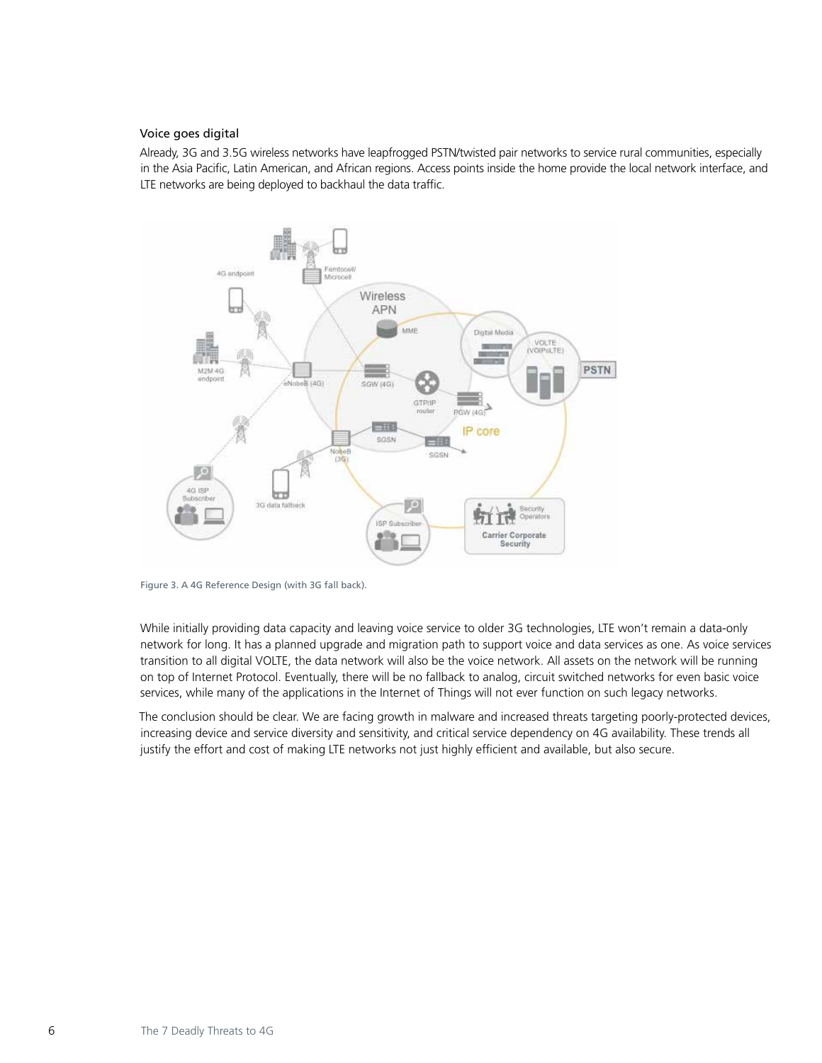### Voice goes digital

Already, 3G and 3.5G wireless networks have leapfrogged PSTN/twisted pair networks to service rural communities, especially in the Asia Pacific, Latin American, and African regions. Access points inside the home provide the local network interface, and LTE networks are being deployed to backhaul the data traffic.

Figure 3. A 4G Reference Design (with 3G fall back).

While initially providing data capacity and leaving voice service to older 3G technologies, LTE won't remain a data-only network for long. It has a planned upgrade and migration path to support voice and data services as one. As voice services transition to all digital VOLTE, the data network will also be the voice network. All assets on the network will be running on top of Internet Protocol. Eventually, there will be no fallback to analog, circuit switched networks for even basic voice services, while many of the applications in the Internet of Things will not ever function on such legacy networks.

The conclusion should be clear. We are facing growth in malware and increased threats targeting poorly-protected devices, increasing device and service diversity and sensitivity, and critical service dependency on 4G availability. These trends all justify the effort and cost of making LTE networks not just highly efficient and available, but also secure.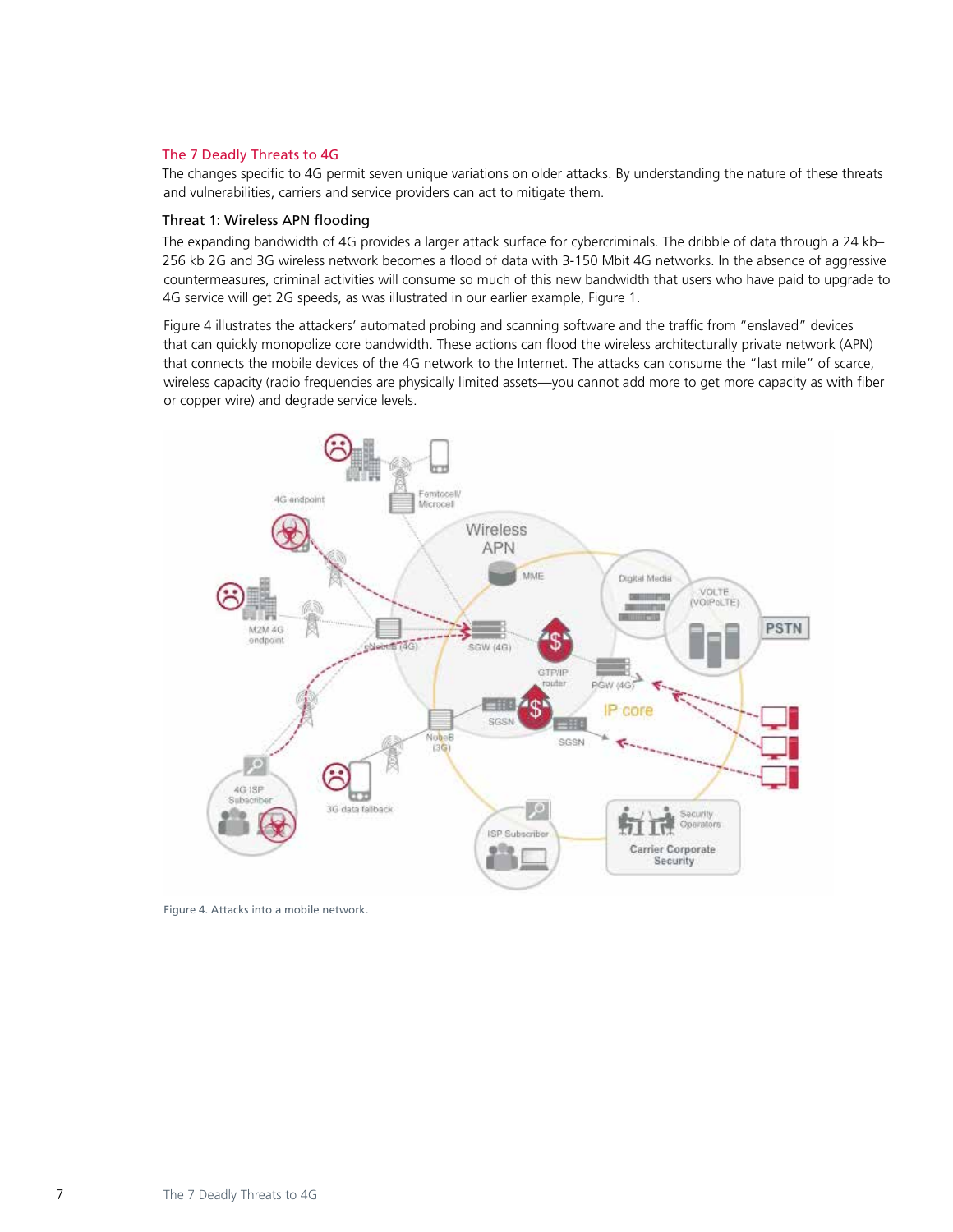## The 7 Deadly Threats to 4G

The changes specific to 4G permit seven unique variations on older attacks. By understanding the nature of these threats and vulnerabilities, carriers and service providers can act to mitigate them.

### Threat 1: Wireless APN flooding

The expanding bandwidth of 4G provides a larger attack surface for cybercriminals. The dribble of data through a 24 kb–256 kb 2G and 3G wireless network becomes a flood of data with 3-150 Mbit 4G networks. In the absence of aggressive countermeasures, criminal activities will consume so much of this new bandwidth that users who have paid to upgrade to 4G service will get 2G speeds, as was illustrated in our earlier example, Figure 1.

Figure 4 illustrates the attackers' automated probing and scanning software and the traffic from "enslaved" devices that can quickly monopolize core bandwidth. These actions can flood the wireless architecturally private network (APN) that connects the mobile devices of the 4G network to the Internet. The attacks can consume the "last mile" of scarce, wireless capacity (radio frequencies are physically limited assets—you cannot add more to get more capacity as with fiber or copper wire) and degrade service levels.

Figure 4. Attacks into a mobile network.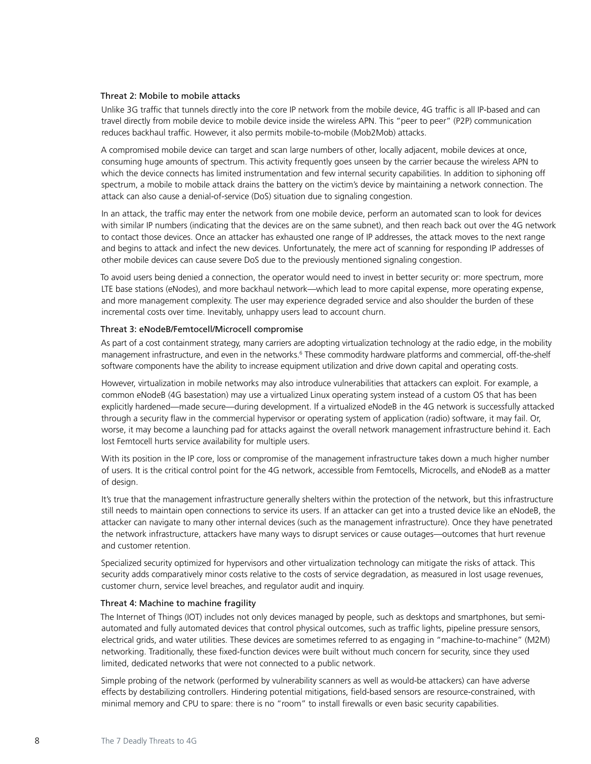### Threat 2: Mobile to mobile attacks

Unlike 3G traffic that tunnels directly into the core IP network from the mobile device, 4G traffic is all IP-based and can travel directly from mobile device to mobile device inside the wireless APN. This "peer to peer" (P2P) communication reduces backhaul traffic. However, it also permits mobile-to-mobile (Mob2Mob) attacks.

A compromised mobile device can target and scan large numbers of other, locally adjacent, mobile devices at once, consuming huge amounts of spectrum. This activity frequently goes unseen by the carrier because the wireless APN to which the device connects has limited instrumentation and few internal security capabilities. In addition to siphoning off spectrum, a mobile to mobile attack drains the battery on the victim's device by maintaining a network connection. The attack can also cause a denial-of-service (DoS) situation due to signaling congestion.

In an attack, the traffic may enter the network from one mobile device, perform an automated scan to look for devices with similar IP numbers (indicating that the devices are on the same subnet), and then reach back out over the 4G network to contact those devices. Once an attacker has exhausted one range of IP addresses, the attack moves to the next range and begins to attack and infect the new devices. Unfortunately, the mere act of scanning for responding IP addresses of other mobile devices can cause severe DoS due to the previously mentioned signaling congestion.

To avoid users being denied a connection, the operator would need to invest in better security or: more spectrum, more LTE base stations (eNodes), and more backhaul network—which lead to more capital expense, more operating expense, and more management complexity. The user may experience degraded service and also shoulder the burden of these incremental costs over time. Inevitably, unhappy users lead to account churn.

### Threat 3: eNodeB/Femtocell/Microcell compromise

As part of a cost containment strategy, many carriers are adopting virtualization technology at the radio edge, in the mobility management infrastructure, and even in the networks.[6] These commodity hardware platforms and commercial, off-the-shelf software components have the ability to increase equipment utilization and drive down capital and operating costs.

However, virtualization in mobile networks may also introduce vulnerabilities that attackers can exploit. For example, a common eNodeB (4G basestation) may use a virtualized Linux operating system instead of a custom OS that has been explicitly hardened—made secure—during development. If a virtualized eNodeB in the 4G network is successfully attacked through a security flaw in the commercial hypervisor or operating system of application (radio) software, it may fail. Or, worse, it may become a launching pad for attacks against the overall network management infrastructure behind it. Each lost Femtocell hurts service availability for multiple users.

With its position in the IP core, loss or compromise of the management infrastructure takes down a much higher number of users. It is the critical control point for the 4G network, accessible from Femtocells, Microcells, and eNodeB as a matter of design.

It's true that the management infrastructure generally shelters within the protection of the network, but this infrastructure still needs to maintain open connections to service its users. If an attacker can get into a trusted device like an eNodeB, the attacker can navigate to many other internal devices (such as the management infrastructure). Once they have penetrated the network infrastructure, attackers have many ways to disrupt services or cause outages—outcomes that hurt revenue and customer retention.

Specialized security optimized for hypervisors and other virtualization technology can mitigate the risks of attack. This security adds comparatively minor costs relative to the costs of service degradation, as measured in lost usage revenues, customer churn, service level breaches, and regulator audit and inquiry.

### Threat 4: Machine to machine fragility

The Internet of Things (IOT) includes not only devices managed by people, such as desktops and smartphones, but semi-automated and fully automated devices that control physical outcomes, such as traffic lights, pipeline pressure sensors, electrical grids, and water utilities. These devices are sometimes referred to as engaging in "machine-to-machine" (M2M) networking. Traditionally, these fixed-function devices were built without much concern for security, since they used limited, dedicated networks that were not connected to a public network.

Simple probing of the network (performed by vulnerability scanners as well as would-be attackers) can have adverse effects by destabilizing controllers. Hindering potential mitigations, field-based sensors are resource-constrained, with minimal memory and CPU to spare: there is no "room" to install firewalls or even basic security capabilities.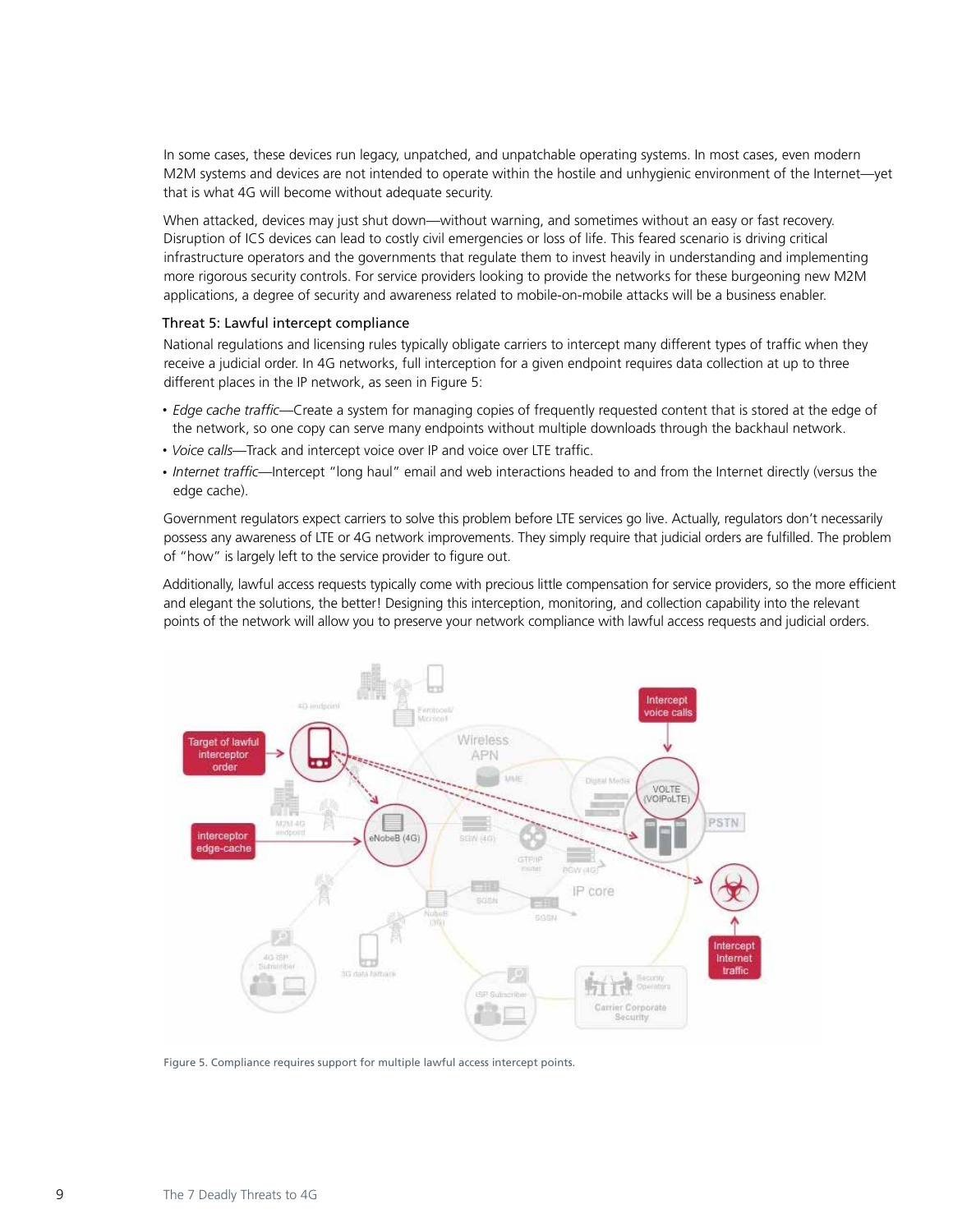In some cases, these devices run legacy, unpatched, and unpatchable operating systems. In most cases, even modern M2M systems and devices are not intended to operate within the hostile and unhygienic environment of the Internet—yet that is what 4G will become without adequate security.

When attacked, devices may just shut down—without warning, and sometimes without an easy or fast recovery. Disruption of ICS devices can lead to costly civil emergencies or loss of life. This feared scenario is driving critical infrastructure operators and the governments that regulate them to invest heavily in understanding and implementing more rigorous security controls. For service providers looking to provide the networks for these burgeoning new M2M applications, a degree of security and awareness related to mobile-on-mobile attacks will be a business enabler.

### Threat 5: Lawful intercept compliance

National regulations and licensing rules typically obligate carriers to intercept many different types of traffic when they receive a judicial order. In 4G networks, full interception for a given endpoint requires data collection at up to three different places in the IP network, as seen in Figure 5:

- *Edge cache traffic*—Create a system for managing copies of frequently requested content that is stored at the edge of the network, so one copy can serve many endpoints without multiple downloads through the backhaul network.
- *Voice calls*—Track and intercept voice over IP and voice over LTE traffic.
- *Internet traffic*—Intercept "long haul" email and web interactions headed to and from the Internet directly (versus the edge cache).

Government regulators expect carriers to solve this problem before LTE services go live. Actually, regulators don't necessarily possess any awareness of LTE or 4G network improvements. They simply require that judicial orders are fulfilled. The problem of "how" is largely left to the service provider to figure out.

Additionally, lawful access requests typically come with precious little compensation for service providers, so the more efficient and elegant the solutions, the better! Designing this interception, monitoring, and collection capability into the relevant points of the network will allow you to preserve your network compliance with lawful access requests and judicial orders.

Figure 5. Compliance requires support for multiple lawful access intercept points.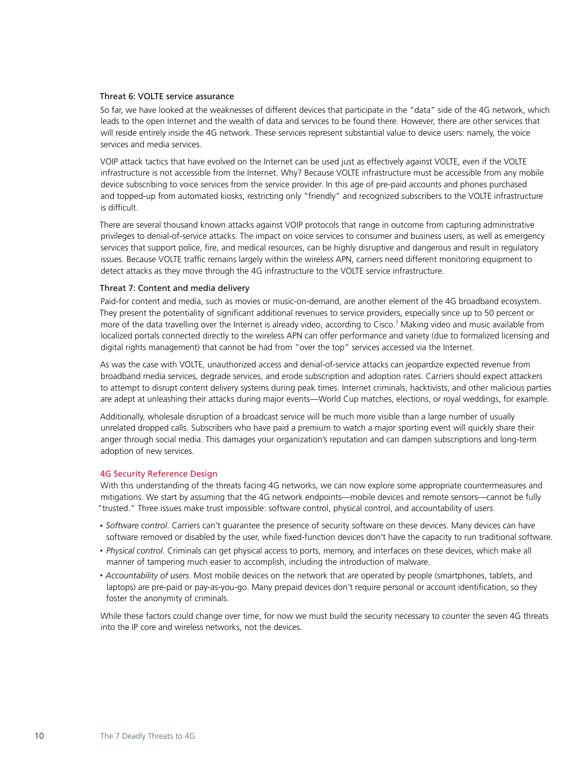### Threat 6: VOLTE service assurance

So far, we have looked at the weaknesses of different devices that participate in the "data" side of the 4G network, which leads to the open Internet and the wealth of data and services to be found there. However, there are other services that will reside entirely inside the 4G network. These services represent substantial value to device users: namely, the voice services and media services.

VOIP attack tactics that have evolved on the Internet can be used just as effectively against VOLTE, even if the VOLTE infrastructure is not accessible from the Internet. Why? Because VOLTE infrastructure must be accessible from any mobile device subscribing to voice services from the service provider. In this age of pre-paid accounts and phones purchased and topped-up from automated kiosks, restricting only "friendly" and recognized subscribers to the VOLTE infrastructure is difficult.

There are several thousand known attacks against VOIP protocols that range in outcome from capturing administrative privileges to denial-of-service attacks. The impact on voice services to consumer and business users, as well as emergency services that support police, fire, and medical resources, can be highly disruptive and dangerous and result in regulatory issues. Because VOLTE traffic remains largely within the wireless APN, carriers need different monitoring equipment to detect attacks as they move through the 4G infrastructure to the VOLTE service infrastructure.

### Threat 7: Content and media delivery

Paid-for content and media, such as movies or music-on-demand, are another element of the 4G broadband ecosystem. They present the potentiality of significant additional revenues to service providers, especially since up to 50 percent or more of the data travelling over the Internet is already video, according to Cisco.[7] Making video and music available from localized portals connected directly to the wireless APN can offer performance and variety (due to formalized licensing and digital rights management) that cannot be had from "over the top" services accessed via the Internet.

As was the case with VOLTE, unauthorized access and denial-of-service attacks can jeopardize expected revenue from broadband media services, degrade services, and erode subscription and adoption rates. Carriers should expect attackers to attempt to disrupt content delivery systems during peak times. Internet criminals, hacktivists, and other malicious parties are adept at unleashing their attacks during major events—World Cup matches, elections, or royal weddings, for example.

Additionally, wholesale disruption of a broadcast service will be much more visible than a large number of usually unrelated dropped calls. Subscribers who have paid a premium to watch a major sporting event will quickly share their anger through social media. This damages your organization's reputation and can dampen subscriptions and long-term adoption of new services.

## 4G Security Reference Design

With this understanding of the threats facing 4G networks, we can now explore some appropriate countermeasures and mitigations. We start by assuming that the 4G network endpoints—mobile devices and remote sensors—cannot be fully "trusted." Three issues make trust impossible: software control, physical control, and accountability of users.

- *Software control*. Carriers can't guarantee the presence of security software on these devices. Many devices can have software removed or disabled by the user, while fixed-function devices don't have the capacity to run traditional software.
- *Physical control*. Criminals can get physical access to ports, memory, and interfaces on these devices, which make all manner of tampering much easier to accomplish, including the introduction of malware.
- *Accountability of users*. Most mobile devices on the network that are operated by people (smartphones, tablets, and laptops) are pre-paid or pay-as-you-go. Many prepaid devices don't require personal or account identification, so they foster the anonymity of criminals.

While these factors could change over time, for now we must build the security necessary to counter the seven 4G threats into the IP core and wireless networks, not the devices.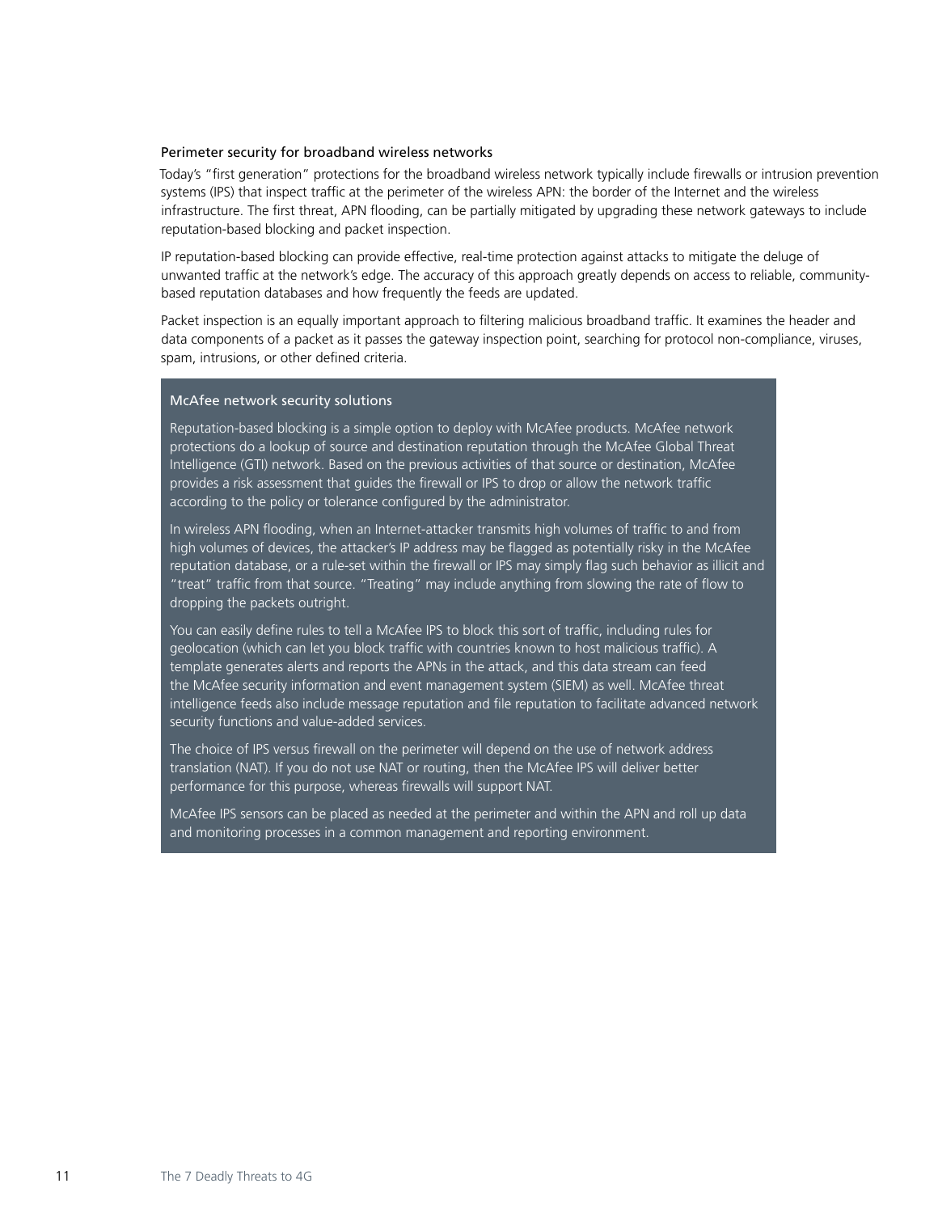### Perimeter security for broadband wireless networks

Today's "first generation" protections for the broadband wireless network typically include firewalls or intrusion prevention systems (IPS) that inspect traffic at the perimeter of the wireless APN: the border of the Internet and the wireless infrastructure. The first threat, APN flooding, can be partially mitigated by upgrading these network gateways to include reputation-based blocking and packet inspection.

IP reputation-based blocking can provide effective, real-time protection against attacks to mitigate the deluge of unwanted traffic at the network's edge. The accuracy of this approach greatly depends on access to reliable, community-based reputation databases and how frequently the feeds are updated.

Packet inspection is an equally important approach to filtering malicious broadband traffic. It examines the header and data components of a packet as it passes the gateway inspection point, searching for protocol non-compliance, viruses, spam, intrusions, or other defined criteria.

#### McAfee network security solutions

Reputation-based blocking is a simple option to deploy with McAfee products. McAfee network protections do a lookup of source and destination reputation through the McAfee Global Threat Intelligence (GTI) network. Based on the previous activities of that source or destination, McAfee provides a risk assessment that guides the firewall or IPS to drop or allow the network traffic according to the policy or tolerance configured by the administrator.

In wireless APN flooding, when an Internet-attacker transmits high volumes of traffic to and from high volumes of devices, the attacker's IP address may be flagged as potentially risky in the McAfee reputation database, or a rule-set within the firewall or IPS may simply flag such behavior as illicit and "treat" traffic from that source. "Treating" may include anything from slowing the rate of flow to dropping the packets outright.

You can easily define rules to tell a McAfee IPS to block this sort of traffic, including rules for geolocation (which can let you block traffic with countries known to host malicious traffic). A template generates alerts and reports the APNs in the attack, and this data stream can feed the McAfee security information and event management system (SIEM) as well. McAfee threat intelligence feeds also include message reputation and file reputation to facilitate advanced network security functions and value-added services.

The choice of IPS versus firewall on the perimeter will depend on the use of network address translation (NAT). If you do not use NAT or routing, then the McAfee IPS will deliver better performance for this purpose, whereas firewalls will support NAT.

McAfee IPS sensors can be placed as needed at the perimeter and within the APN and roll up data and monitoring processes in a common management and reporting environment.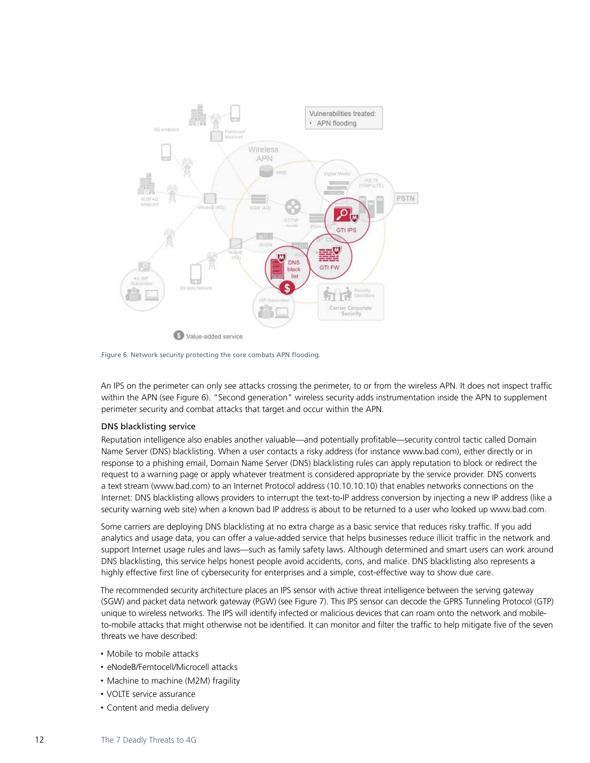Figure 6. Network security protecting the core combats APN flooding.

An IPS on the perimeter can only see attacks crossing the perimeter, to or from the wireless APN. It does not inspect traffic within the APN (see Figure 6). "Second generation" wireless security adds instrumentation inside the APN to supplement perimeter security and combat attacks that target and occur within the APN.

### DNS blacklisting service

Reputation intelligence also enables another valuable—and potentially profitable—security control tactic called Domain Name Server (DNS) blacklisting. When a user contacts a risky address (for instance www.bad.com), either directly or in response to a phishing email, Domain Name Server (DNS) blacklisting rules can apply reputation to block or redirect the request to a warning page or apply whatever treatment is considered appropriate by the service provider. DNS converts a text stream (www.bad.com) to an Internet Protocol address (10.10.10.10) that enables network connections on the Internet: DNS blacklisting allows providers to interrupt the text-to-IP address conversion by injecting a new IP address (like a security warning web site) when a known bad IP address is about to be returned to a user who looked up www.bad.com.

Some carriers are deploying DNS blacklisting at no extra charge as a basic service that reduces risky traffic. If you add analytics and usage data, you can offer a value-added service that helps businesses reduce illicit traffic in the network and support Internet usage rules and laws—such as family safety laws. Although determined and smart users can work around DNS blacklisting, this service helps honest people avoid accidents, cons, and malice. DNS blacklisting also represents a highly effective first line of cybersecurity for enterprises and a simple, cost-effective way to show due care.

The recommended security architecture places an IPS sensor with active threat intelligence between the serving gateway (SGW) and packet data network gateway (PGW) (see Figure 7). This IPS sensor can decode the GPRS Tunneling Protocol (GTP) unique to wireless networks. The IPS will identify infected or malicious devices that can roam onto the network and mobile-to-mobile attacks that might otherwise not be identified. It can monitor and filter the traffic to help mitigate five of the seven threats we have described:

- Mobile to mobile attacks
- eNodeB/Femtocell/Microcell attacks
- Machine to machine (M2M) fragility
- VOLTE service assurance
- Content and media delivery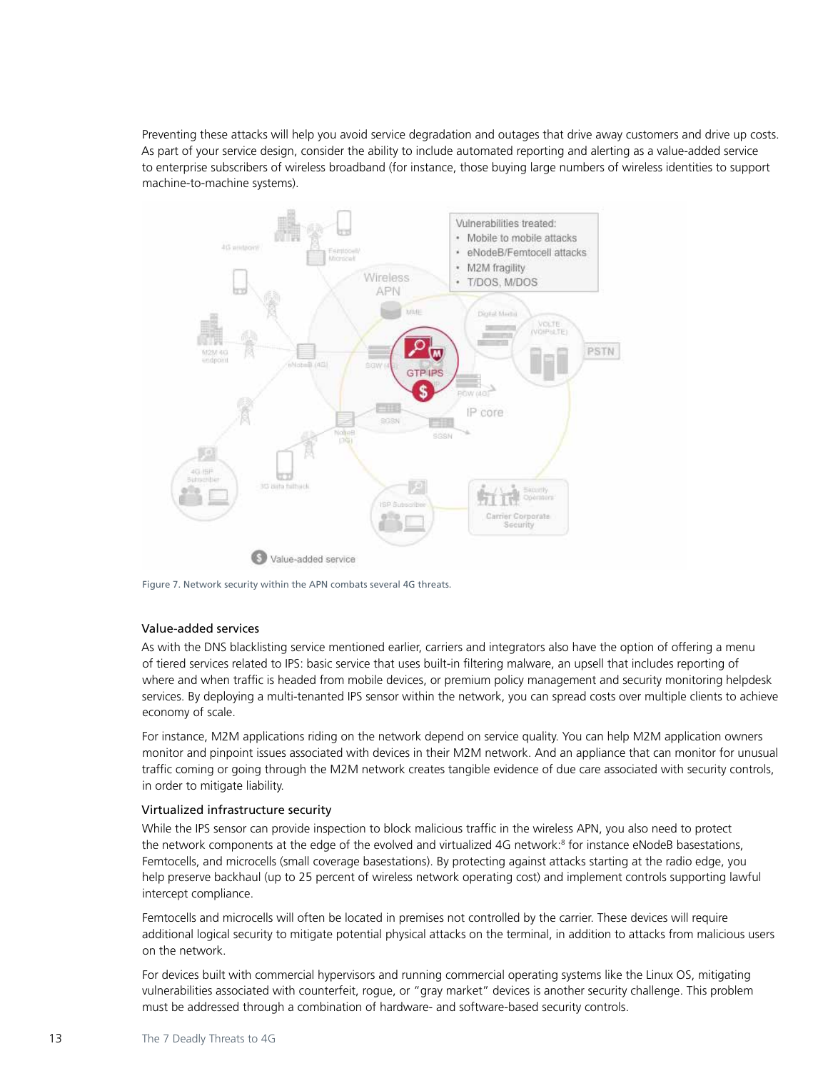Preventing these attacks will help you avoid service degradation and outages that drive away customers and drive up costs. As part of your service design, consider the ability to include automated reporting and alerting as a value-added service to enterprise subscribers of wireless broadband (for instance, those buying large numbers of wireless identities to support machine-to-machine systems).

Figure 7. Network security within the APN combats several 4G threats.

### Value-added services

As with the DNS blacklisting service mentioned earlier, carriers and integrators also have the option of offering a menu of tiered services related to IPS: basic service that uses built-in filtering malware, an upsell that includes reporting of where and when traffic is headed from mobile devices, or premium policy management and security monitoring helpdesk services. By deploying a multi-tenanted IPS sensor within the network, you can spread costs over multiple clients to achieve economy of scale.

For instance, M2M applications riding on the network depend on service quality. You can help M2M application owners monitor and pinpoint issues associated with devices in their M2M network. And an appliance that can monitor for unusual traffic coming or going through the M2M network creates tangible evidence of due care associated with security controls, in order to mitigate liability.

### Virtualized infrastructure security

While the IPS sensor can provide inspection to block malicious traffic in the wireless APN, you also need to protect the network components at the edge of the evolved and virtualized 4G network:[8] for instance eNodeB basestations, Femtocells, and microcells (small coverage basestations). By protecting against attacks starting at the radio edge, you help preserve backhaul (up to 25 percent of wireless network operating cost) and implement controls supporting lawful intercept compliance.

Femtocells and microcells will often be located in premises not controlled by the carrier. These devices will require additional logical security to mitigate potential physical attacks on the terminal, in addition to attacks from malicious users on the network.

For devices built with commercial hypervisors and running commercial operating systems like the Linux OS, mitigating vulnerabilities associated with counterfeit, rogue, or "gray market" devices is another security challenge. This problem must be addressed through a combination of hardware- and software-based security controls.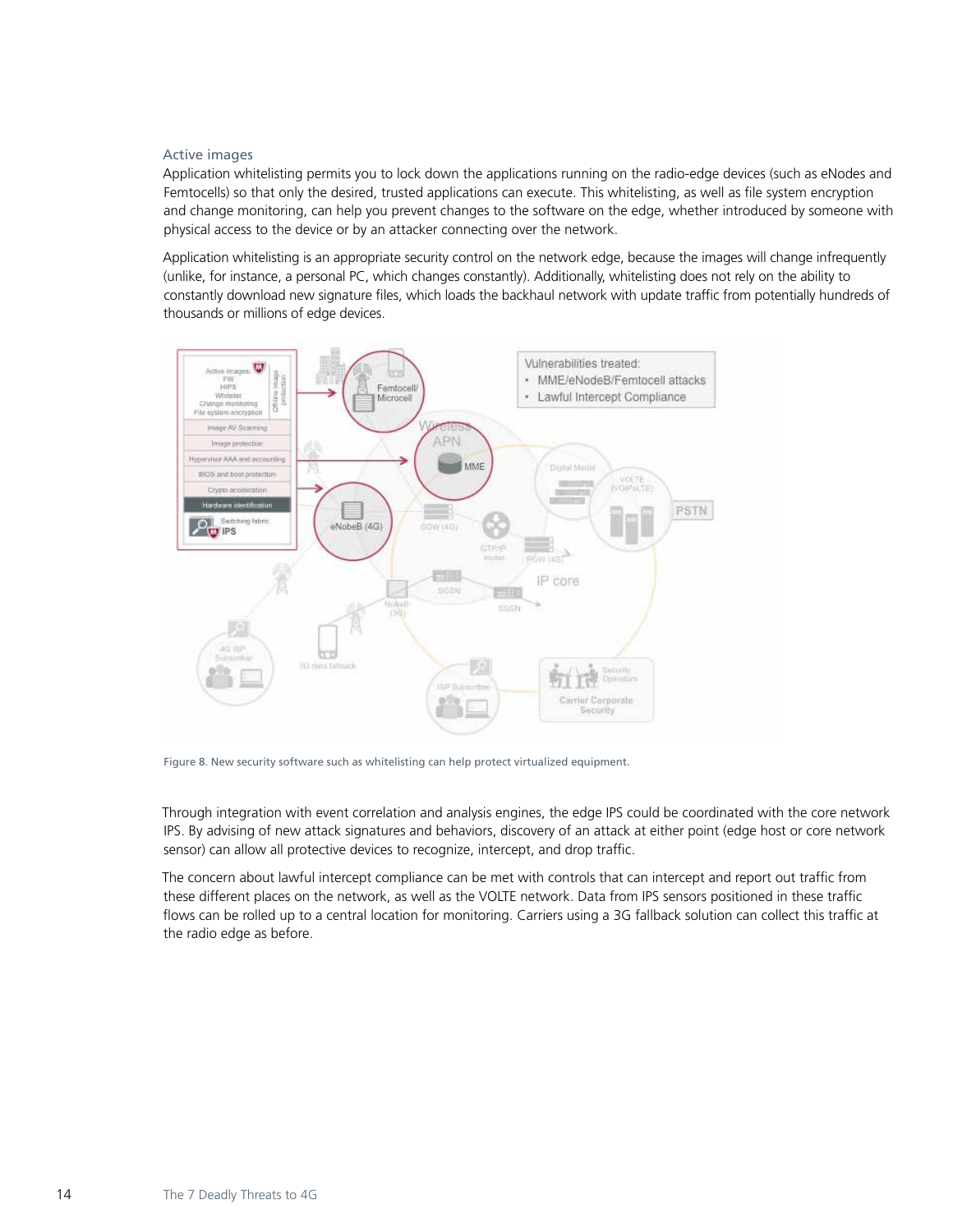### Active images

Application whitelisting permits you to lock down the applications running on the radio-edge devices (such as eNodes and Femtocells) so that only the desired, trusted applications can execute. This whitelisting, as well as file system encryption and change monitoring, can help you prevent changes to the software on the edge, whether introduced by someone with physical access to the device or by an attacker connecting over the network.

Application whitelisting is an appropriate security control on the network edge, because the images will change infrequently (unlike, for instance, a personal PC, which changes constantly). Additionally, whitelisting does not rely on the ability to constantly download new signature files, which loads the backhaul network with update traffic from potentially hundreds of thousands or millions of edge devices.

Figure 8. New security software such as whitelisting can help protect virtualized equipment.

Through integration with event correlation and analysis engines, the edge IPS could be coordinated with the core network IPS. By advising of new attack signatures and behaviors, discovery of an attack at either point (edge host or core network sensor) can allow all protective devices to recognize, intercept, and drop traffic.

The concern about lawful intercept compliance can be met with controls that can intercept and report out traffic from these different places on the network, as well as the VOLTE network. Data from IPS sensors positioned in these traffic flows can be rolled up to a central location for monitoring. Carriers using a 3G fallback solution can collect this traffic at the radio edge as before.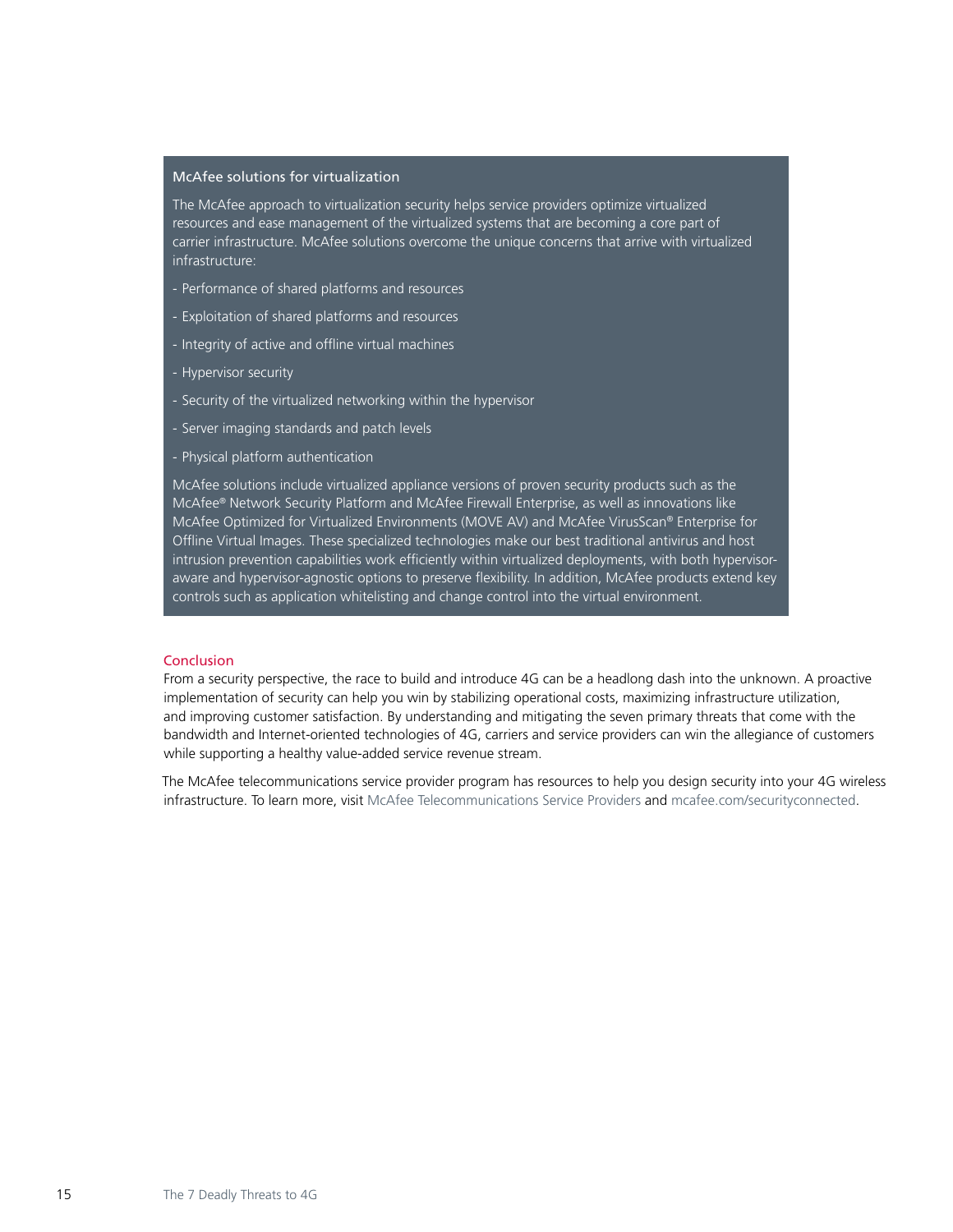### McAfee solutions for virtualization

The McAfee approach to virtualization security helps service providers optimize virtualized resources and ease management of the virtualized systems that are becoming a core part of carrier infrastructure. McAfee solutions overcome the unique concerns that arrive with virtualized infrastructure:

- Performance of shared platforms and resources
- Exploitation of shared platforms and resources
- Integrity of active and offline virtual machines
- Hypervisor security
- Security of the virtualized networking within the hypervisor
- Server imaging standards and patch levels
- Physical platform authentication

McAfee solutions include virtualized appliance versions of proven security products such as the McAfee® Network Security Platform and McAfee Firewall Enterprise, as well as innovations like McAfee Optimized for Virtualized Environments (MOVE AV) and McAfee VirusScan® Enterprise for Offline Virtual Images. These specialized technologies make our best traditional antivirus and host intrusion prevention capabilities work efficiently within virtualized deployments, with both hypervisor-aware and hypervisor-agnostic options to preserve flexibility. In addition, McAfee products extend key controls such as application whitelisting and change control into the virtual environment.

## Conclusion

From a security perspective, the race to build and introduce 4G can be a headlong dash into the unknown. A proactive implementation of security can help you win by stabilizing operational costs, maximizing infrastructure utilization, and improving customer satisfaction. By understanding and mitigating the seven primary threats that come with the bandwidth and Internet-oriented technologies of 4G, carriers and service providers can win the allegiance of customers while supporting a healthy value-added service revenue stream.

The McAfee telecommunications service provider program has resources to help you design security into your 4G wireless infrastructure. To learn more, visit McAfee Telecommunications Service Providers and mcafee.com/securityconnected.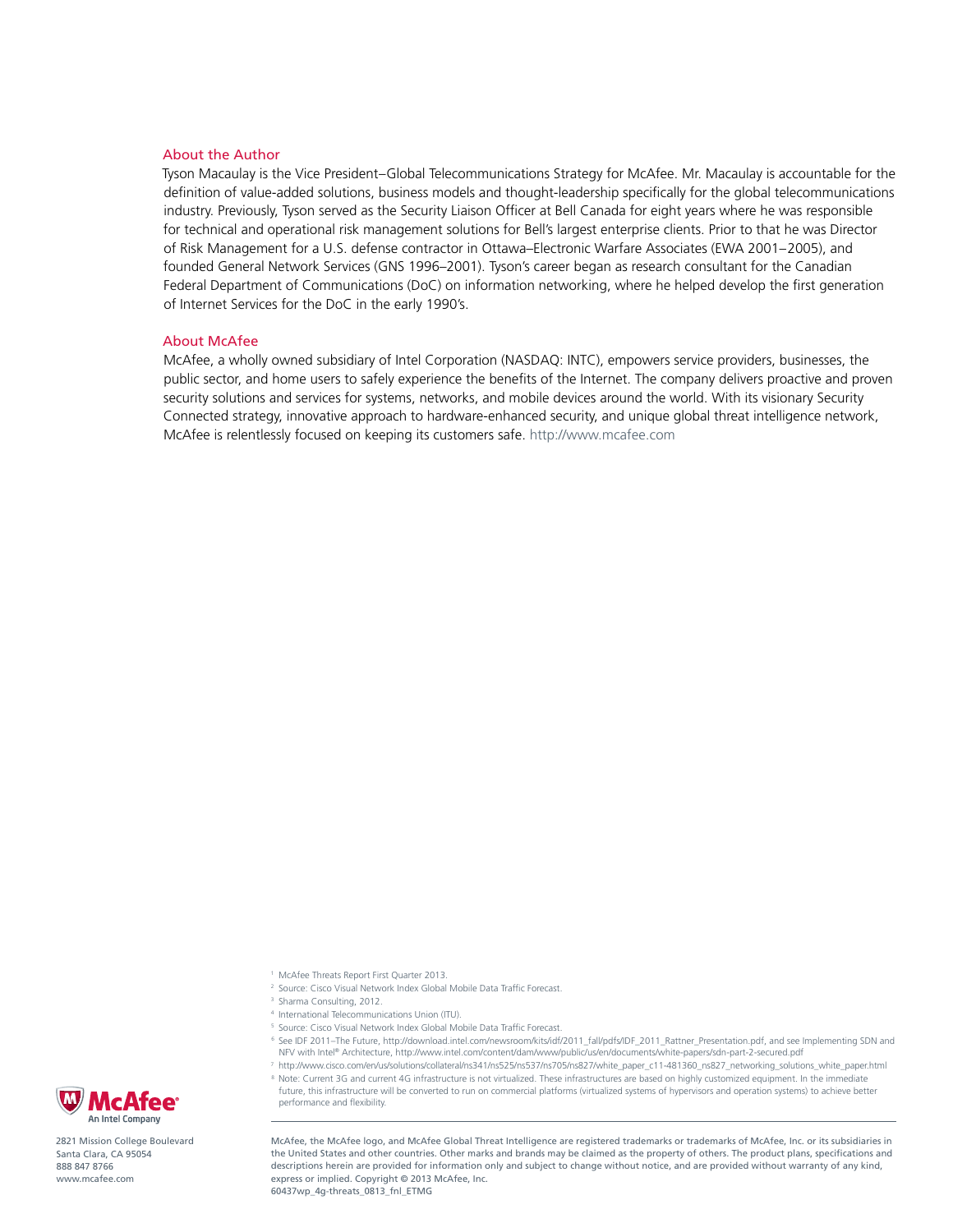## About the Author

Tyson Macaulay is the Vice President–Global Telecommunications Strategy for McAfee. Mr. Macaulay is accountable for the definition of value-added solutions, business models and thought-leadership specifically for the global telecommunications industry. Previously, Tyson served as the Security Liaison Officer at Bell Canada for eight years where he was responsible for technical and operational risk management solutions for Bell's largest enterprise clients. Prior to that he was Director of Risk Management for a U.S. defense contractor in Ottawa–Electronic Warfare Associates (EWA 2001–2005), and founded General Network Services (GNS 1996–2001). Tyson's career began as research consultant for the Canadian Federal Department of Communications (DoC) on information networking, where he helped develop the first generation of Internet Services for the DoC in the early 1990's.

## About McAfee

McAfee, a wholly owned subsidiary of Intel Corporation (NASDAQ: INTC), empowers service providers, businesses, the public sector, and home users to safely experience the benefits of the Internet. The company delivers proactive and proven security solutions and services for systems, networks, and mobile devices around the world. With its visionary Security Connected strategy, innovative approach to hardware-enhanced security, and unique global threat intelligence network, McAfee is relentlessly focused on keeping its customers safe. http://www.mcafee.com

[1] McAfee Threats Report First Quarter 2013.

[2] Source: Cisco Visual Network Index Global Mobile Data Traffic Forecast.

[3] Sharma Consulting, 2012.

[4] International Telecommunications Union (ITU).

[5] Source: Cisco Visual Network Index Global Mobile Data Traffic Forecast.

[6] See IDF 2011–The Future, http://download.intel.com/newsroom/kits/idf/2011_fall/pdfs/IDF_2011_Rattner_Presentation.pdf, and see Implementing SDN and NFV with Intel® Architecture, http://www.intel.com/content/dam/www/public/us/en/documents/white-papers/sdn-part-2-secured.pdf

[7] http://www.cisco.com/en/us/solutions/collateral/ns341/ns525/ns537/ns705/ns827/white_paper_c11-481360_ns827_networking_solutions_white_paper.html

[8] Note: Current 3G and current 4G infrastructure is not virtualized. These infrastructures are based on highly customized equipment. In the immediate future, this infrastructure will be converted to run on commercial platforms (virtualized systems of hypervisors and operation systems) to achieve better performance and flexibility.

McAfee
An Intel Company

2821 Mission College Boulevard
Santa Clara, CA 95054
888 847 8766
www.mcafee.com

McAfee, the McAfee logo, and McAfee Global Threat Intelligence are registered trademarks or trademarks of McAfee, Inc. or its subsidiaries in the United States and other countries. Other marks and brands may be claimed as the property of others. The product plans, specifications and descriptions herein are provided for information only and subject to change without notice, and are provided without warranty of any kind, express or implied. Copyright © 2013 McAfee, Inc.
60437wp_4g-threats_0813_fnl_ETMG